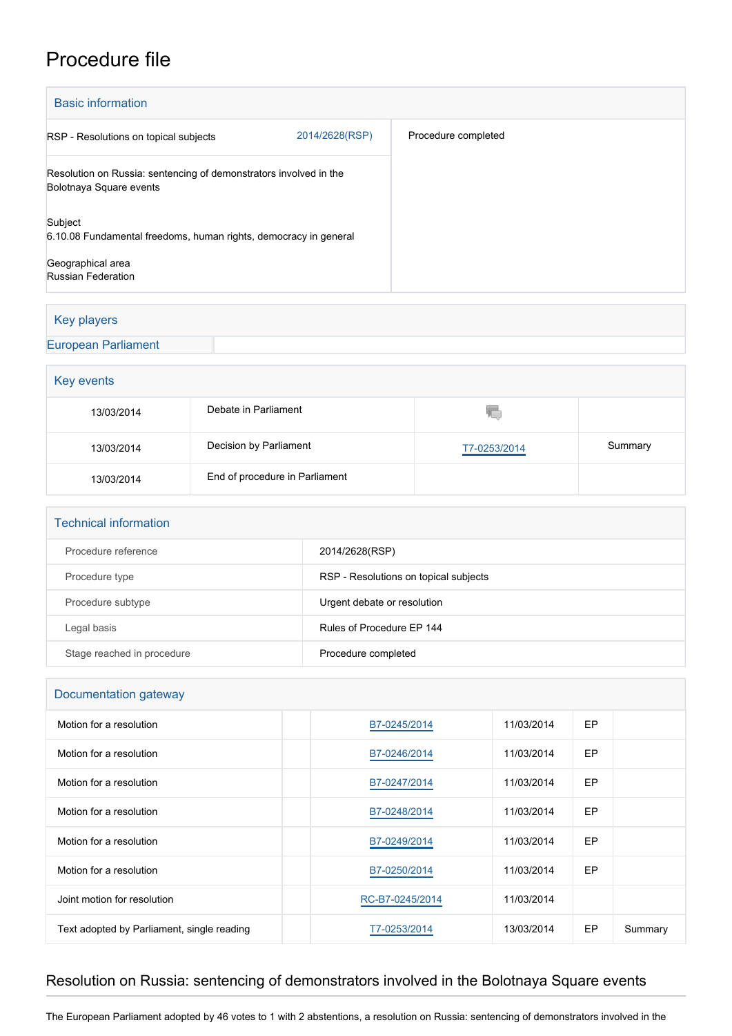# Procedure file

## Basic information

| | | |
|---|---|---|
| RSP - Resolutions on topical subjects | 2014/2628(RSP) | Procedure completed |
| Resolution on Russia: sentencing of demonstrators involved in the Bolotnaya Square events | | |
| Subject<br>6.10.08 Fundamental freedoms, human rights, democracy in general | | |
| Geographical area<br>Russian Federation | | |

## Key players

| | |
|---|---|
| European Parliament | |

## Key events

| | | | |
|---|---|---|---|
| 13/03/2014 | Debate in Parliament | | |
| 13/03/2014 | Decision by Parliament | T7-0253/2014 | Summary |
| 13/03/2014 | End of procedure in Parliament | | |

## Technical information

| | |
|---|---|
| Procedure reference | 2014/2628(RSP) |
| Procedure type | RSP - Resolutions on topical subjects |
| Procedure subtype | Urgent debate or resolution |
| Legal basis | Rules of Procedure EP 144 |
| Stage reached in procedure | Procedure completed |

## Documentation gateway

| | | | | | |
|---|---|---|---|---|---|
| Motion for a resolution | | B7-0245/2014 | 11/03/2014 | EP | |
| Motion for a resolution | | B7-0246/2014 | 11/03/2014 | EP | |
| Motion for a resolution | | B7-0247/2014 | 11/03/2014 | EP | |
| Motion for a resolution | | B7-0248/2014 | 11/03/2014 | EP | |
| Motion for a resolution | | B7-0249/2014 | 11/03/2014 | EP | |
| Motion for a resolution | | B7-0250/2014 | 11/03/2014 | EP | |
| Joint motion for resolution | | RC-B7-0245/2014 | 11/03/2014 | | |
| Text adopted by Parliament, single reading | | T7-0253/2014 | 13/03/2014 | EP | Summary |

## Resolution on Russia: sentencing of demonstrators involved in the Bolotnaya Square events

The European Parliament adopted by 46 votes to 1 with 2 abstentions, a resolution on Russia: sentencing of demonstrators involved in the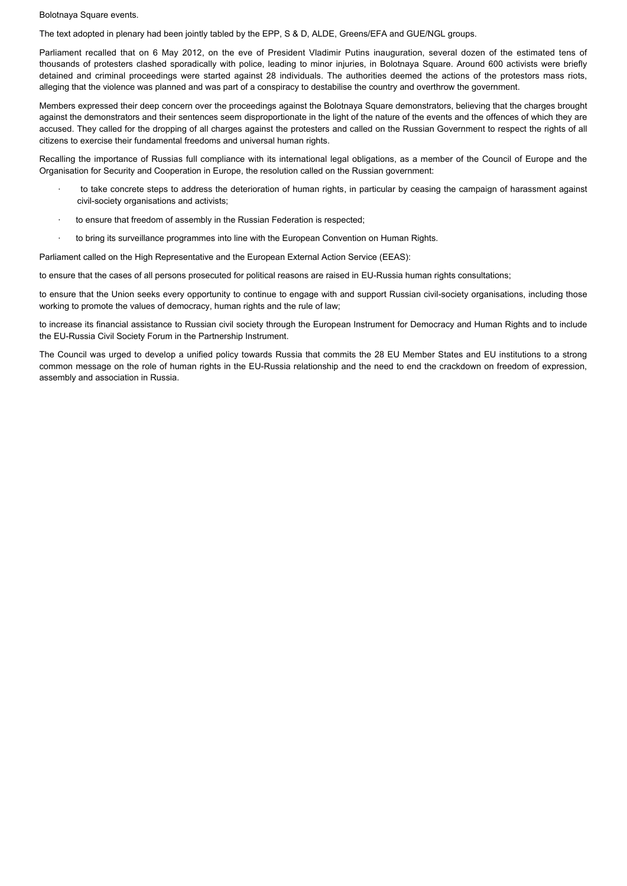Bolotnaya Square events.

The text adopted in plenary had been jointly tabled by the EPP, S & D, ALDE, Greens/EFA and GUE/NGL groups.

Parliament recalled that on 6 May 2012, on the eve of President Vladimir Putins inauguration, several dozen of the estimated tens of thousands of protesters clashed sporadically with police, leading to minor injuries, in Bolotnaya Square. Around 600 activists were briefly detained and criminal proceedings were started against 28 individuals. The authorities deemed the actions of the protestors mass riots, alleging that the violence was planned and was part of a conspiracy to destabilise the country and overthrow the government.

Members expressed their deep concern over the proceedings against the Bolotnaya Square demonstrators, believing that the charges brought against the demonstrators and their sentences seem disproportionate in the light of the nature of the events and the offences of which they are accused. They called for the dropping of all charges against the protesters and called on the Russian Government to respect the rights of all citizens to exercise their fundamental freedoms and universal human rights.

Recalling the importance of Russias full compliance with its international legal obligations, as a member of the Council of Europe and the Organisation for Security and Cooperation in Europe, the resolution called on the Russian government:

- to take concrete steps to address the deterioration of human rights, in particular by ceasing the campaign of harassment against civil-society organisations and activists;
- to ensure that freedom of assembly in the Russian Federation is respected;
- to bring its surveillance programmes into line with the European Convention on Human Rights.

Parliament called on the High Representative and the European External Action Service (EEAS):

to ensure that the cases of all persons prosecuted for political reasons are raised in EU-Russia human rights consultations;

to ensure that the Union seeks every opportunity to continue to engage with and support Russian civil-society organisations, including those working to promote the values of democracy, human rights and the rule of law;

to increase its financial assistance to Russian civil society through the European Instrument for Democracy and Human Rights and to include the EU-Russia Civil Society Forum in the Partnership Instrument.

The Council was urged to develop a unified policy towards Russia that commits the 28 EU Member States and EU institutions to a strong common message on the role of human rights in the EU-Russia relationship and the need to end the crackdown on freedom of expression, assembly and association in Russia.